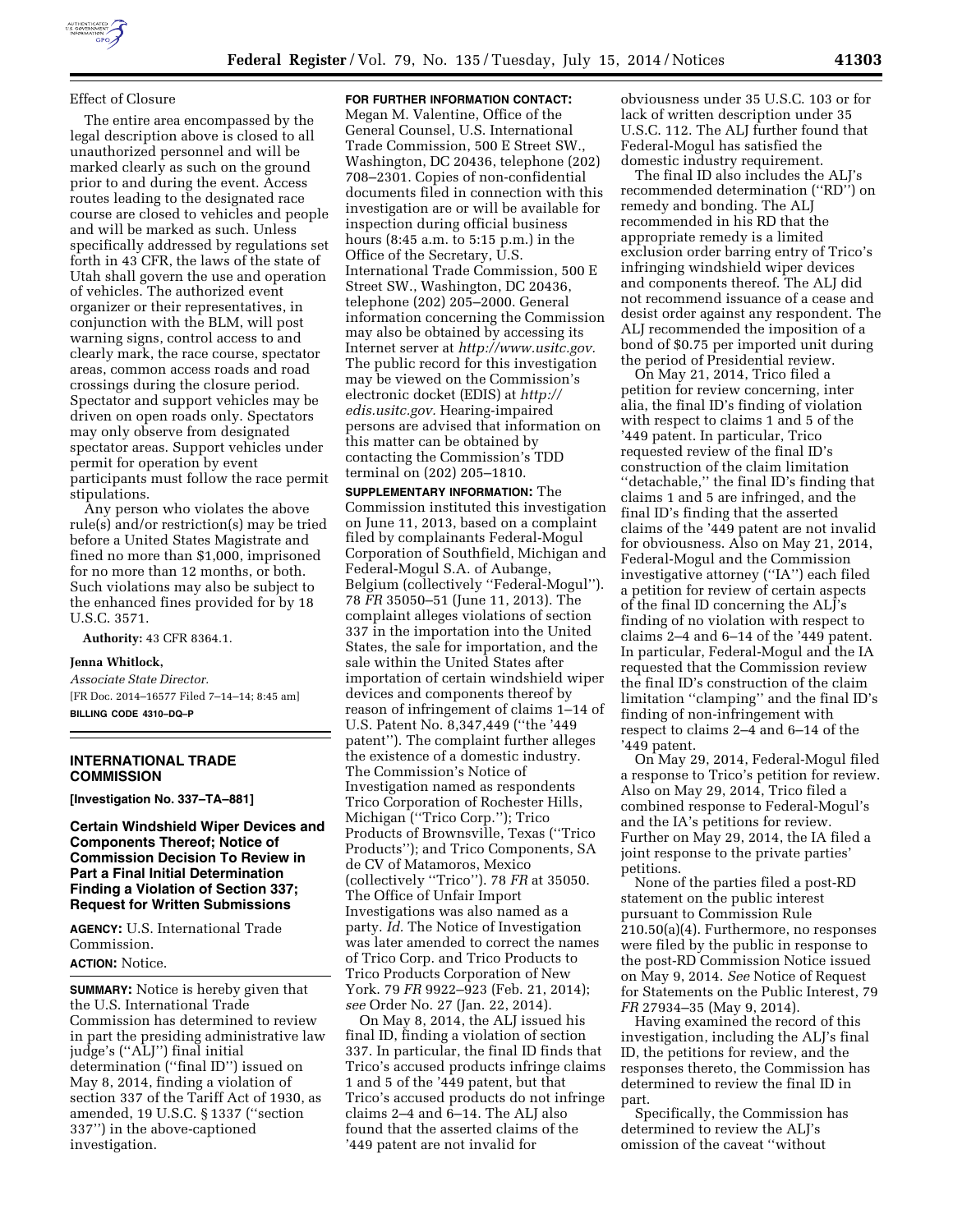Effect of Closure

The entire area encompassed by the legal description above is closed to all unauthorized personnel and will be marked clearly as such on the ground prior to and during the event. Access routes leading to the designated race course are closed to vehicles and people and will be marked as such. Unless specifically addressed by regulations set forth in 43 CFR, the laws of the state of Utah shall govern the use and operation of vehicles. The authorized event organizer or their representatives, in conjunction with the BLM, will post warning signs, control access to and clearly mark, the race course, spectator areas, common access roads and road crossings during the closure period. Spectator and support vehicles may be driven on open roads only. Spectators may only observe from designated spectator areas. Support vehicles under permit for operation by event participants must follow the race permit stipulations.

Any person who violates the above rule(s) and/or restriction(s) may be tried before a United States Magistrate and fined no more than $1,000, imprisoned for no more than 12 months, or both. Such violations may also be subject to the enhanced fines provided for by 18 U.S.C. 3571.

**Authority:** 43 CFR 8364.1.

**Jenna Whitlock,**

*Associate State Director.*

[FR Doc. 2014–16577 Filed 7–14–14; 8:45 am]

**BILLING CODE 4310–DQ–P**

## INTERNATIONAL TRADE COMMISSION

**[Investigation No. 337–TA–881]**

### Certain Windshield Wiper Devices and Components Thereof; Notice of Commission Decision To Review in Part a Final Initial Determination Finding a Violation of Section 337; Request for Written Submissions

**AGENCY:** U.S. International Trade Commission.

**ACTION:** Notice.

**SUMMARY:** Notice is hereby given that the U.S. International Trade Commission has determined to review in part the presiding administrative law judge's ("ALJ") final initial determination ("final ID") issued on May 8, 2014, finding a violation of section 337 of the Tariff Act of 1930, as amended, 19 U.S.C. § 1337 ("section 337") in the above-captioned investigation.

**FOR FURTHER INFORMATION CONTACT:** Megan M. Valentine, Office of the General Counsel, U.S. International Trade Commission, 500 E Street SW., Washington, DC 20436, telephone (202) 708–2301. Copies of non-confidential documents filed in connection with this investigation are or will be available for inspection during official business hours (8:45 a.m. to 5:15 p.m.) in the Office of the Secretary, U.S. International Trade Commission, 500 E Street SW., Washington, DC 20436, telephone (202) 205–2000. General information concerning the Commission may also be obtained by accessing its Internet server at *http://www.usitc.gov.* The public record for this investigation may be viewed on the Commission's electronic docket (EDIS) at *http://edis.usitc.gov.* Hearing-impaired persons are advised that information on this matter can be obtained by contacting the Commission's TDD terminal on (202) 205–1810.

**SUPPLEMENTARY INFORMATION:** The Commission instituted this investigation on June 11, 2013, based on a complaint filed by complainants Federal-Mogul Corporation of Southfield, Michigan and Federal-Mogul S.A. of Aubange, Belgium (collectively "Federal-Mogul"). 78 *FR* 35050–51 (June 11, 2013). The complaint alleges violations of section 337 in the importation into the United States, the sale for importation, and the sale within the United States after importation of certain windshield wiper devices and components thereof by reason of infringement of claims 1–14 of U.S. Patent No. 8,347,449 ("the '449 patent"). The complaint further alleges the existence of a domestic industry. The Commission's Notice of Investigation named as respondents Trico Corporation of Rochester Hills, Michigan ("Trico Corp."); Trico Products of Brownsville, Texas ("Trico Products"); and Trico Components, SA de CV of Matamoros, Mexico (collectively "Trico"). 78 *FR* at 35050. The Office of Unfair Import Investigations was also named as a party. *Id.* The Notice of Investigation was later amended to correct the names of Trico Corp. and Trico Products to Trico Products Corporation of New York. 79 *FR* 9922–923 (Feb. 21, 2014); *see* Order No. 27 (Jan. 22, 2014).

On May 8, 2014, the ALJ issued his final ID, finding a violation of section 337. In particular, the final ID finds that Trico's accused products infringe claims 1 and 5 of the '449 patent, but that Trico's accused products do not infringe claims 2–4 and 6–14. The ALJ also found that the asserted claims of the '449 patent are not invalid for obviousness under 35 U.S.C. 103 or for lack of written description under 35 U.S.C. 112. The ALJ further found that Federal-Mogul has satisfied the domestic industry requirement.

The final ID also includes the ALJ's recommended determination ("RD") on remedy and bonding. The ALJ recommended in his RD that the appropriate remedy is a limited exclusion order barring entry of Trico's infringing windshield wiper devices and components thereof. The ALJ did not recommend issuance of a cease and desist order against any respondent. The ALJ recommended the imposition of a bond of $0.75 per imported unit during the period of Presidential review.

On May 21, 2014, Trico filed a petition for review concerning, inter alia, the final ID's finding of violation with respect to claims 1 and 5 of the '449 patent. In particular, Trico requested review of the final ID's construction of the claim limitation "detachable," the final ID's finding that claims 1 and 5 are infringed, and the final ID's finding that the asserted claims of the '449 patent are not invalid for obviousness. Also on May 21, 2014, Federal-Mogul and the Commission investigative attorney ("IA") each filed a petition for review of certain aspects of the final ID concerning the ALJ's finding of no violation with respect to claims 2–4 and 6–14 of the '449 patent. In particular, Federal-Mogul and the IA requested that the Commission review the final ID's construction of the claim limitation "clamping" and the final ID's finding of non-infringement with respect to claims 2–4 and 6–14 of the '449 patent.

On May 29, 2014, Federal-Mogul filed a response to Trico's petition for review. Also on May 29, 2014, Trico filed a combined response to Federal-Mogul's and the IA's petitions for review. Further on May 29, 2014, the IA filed a joint response to the private parties' petitions.

None of the parties filed a post-RD statement on the public interest pursuant to Commission Rule 210.50(a)(4). Furthermore, no responses were filed by the public in response to the post-RD Commission Notice issued on May 9, 2014. *See* Notice of Request for Statements on the Public Interest, 79 *FR* 27934–35 (May 9, 2014).

Having examined the record of this investigation, including the ALJ's final ID, the petitions for review, and the responses thereto, the Commission has determined to review the final ID in part.

Specifically, the Commission has determined to review the ALJ's omission of the caveat "without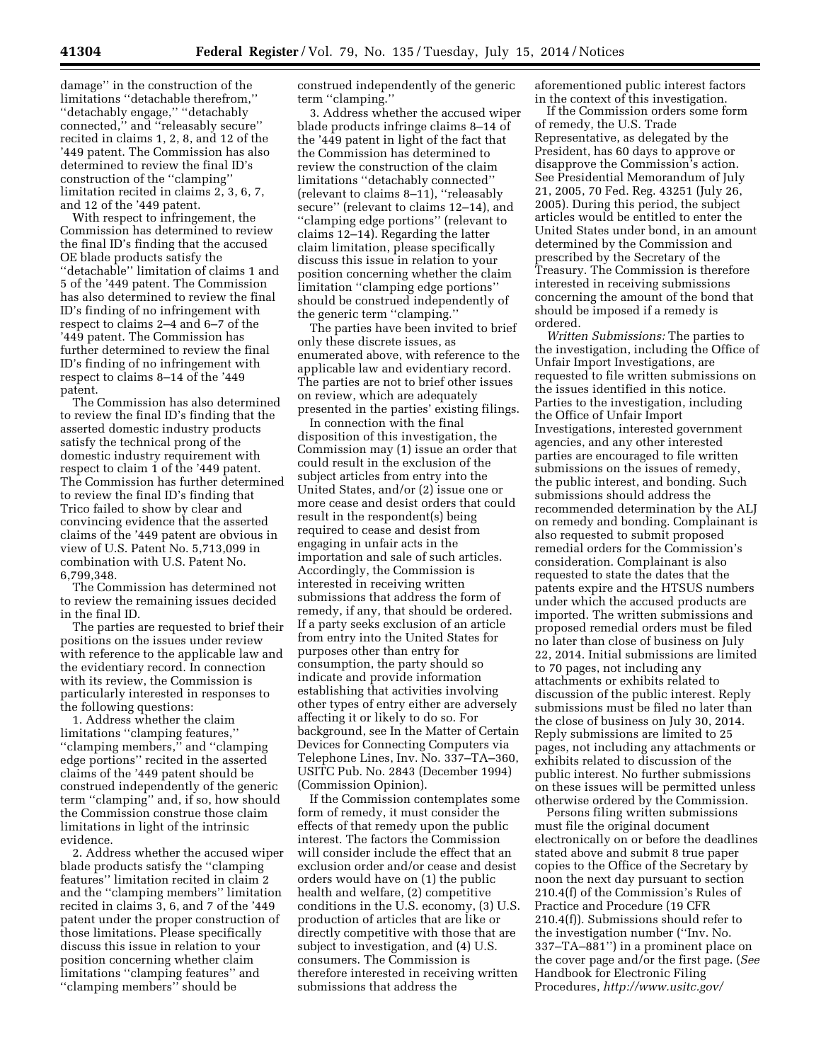damage'' in the construction of the limitations ''detachable therefrom,'' ''detachably engage,'' ''detachably connected,'' and ''releasably secure'' recited in claims 1, 2, 8, and 12 of the '449 patent. The Commission has also determined to review the final ID's construction of the ''clamping'' limitation recited in claims 2, 3, 6, 7, and 12 of the '449 patent.

With respect to infringement, the Commission has determined to review the final ID's finding that the accused OE blade products satisfy the ''detachable'' limitation of claims 1 and 5 of the '449 patent. The Commission has also determined to review the final ID's finding of no infringement with respect to claims 2–4 and 6–7 of the '449 patent. The Commission has further determined to review the final ID's finding of no infringement with respect to claims 8–14 of the '449 patent.

The Commission has also determined to review the final ID's finding that the asserted domestic industry products satisfy the technical prong of the domestic industry requirement with respect to claim 1 of the '449 patent. The Commission has further determined to review the final ID's finding that Trico failed to show by clear and convincing evidence that the asserted claims of the '449 patent are obvious in view of U.S. Patent No. 5,713,099 in combination with U.S. Patent No. 6,799,348.

The Commission has determined not to review the remaining issues decided in the final ID.

The parties are requested to brief their positions on the issues under review with reference to the applicable law and the evidentiary record. In connection with its review, the Commission is particularly interested in responses to the following questions:

1. Address whether the claim limitations ''clamping features,'' ''clamping members,'' and ''clamping edge portions'' recited in the asserted claims of the '449 patent should be construed independently of the generic term ''clamping'' and, if so, how should the Commission construe those claim limitations in light of the intrinsic evidence.

2. Address whether the accused wiper blade products satisfy the ''clamping features'' limitation recited in claim 2 and the ''clamping members'' limitation recited in claims 3, 6, and 7 of the '449 patent under the proper construction of those limitations. Please specifically discuss this issue in relation to your position concerning whether claim limitations ''clamping features'' and ''clamping members'' should be construed independently of the generic term ''clamping.''

3. Address whether the accused wiper blade products infringe claims 8–14 of the '449 patent in light of the fact that the Commission has determined to review the construction of the claim limitations ''detachably connected'' (relevant to claims 8–11), ''releasably secure'' (relevant to claims 12–14), and ''clamping edge portions'' (relevant to claims 12–14). Regarding the latter claim limitation, please specifically discuss this issue in relation to your position concerning whether the claim limitation ''clamping edge portions'' should be construed independently of the generic term ''clamping.''

The parties have been invited to brief only these discrete issues, as enumerated above, with reference to the applicable law and evidentiary record. The parties are not to brief other issues on review, which are adequately presented in the parties' existing filings.

In connection with the final disposition of this investigation, the Commission may (1) issue an order that could result in the exclusion of the subject articles from entry into the United States, and/or (2) issue one or more cease and desist orders that could result in the respondent(s) being required to cease and desist from engaging in unfair acts in the importation and sale of such articles. Accordingly, the Commission is interested in receiving written submissions that address the form of remedy, if any, that should be ordered. If a party seeks exclusion of an article from entry into the United States for purposes other than entry for consumption, the party should so indicate and provide information establishing that activities involving other types of entry either are adversely affecting it or likely to do so. For background, see In the Matter of Certain Devices for Connecting Computers via Telephone Lines, Inv. No. 337–TA–360, USITC Pub. No. 2843 (December 1994) (Commission Opinion).

If the Commission contemplates some form of remedy, it must consider the effects of that remedy upon the public interest. The factors the Commission will consider include the effect that an exclusion order and/or cease and desist orders would have on (1) the public health and welfare, (2) competitive conditions in the U.S. economy, (3) U.S. production of articles that are like or directly competitive with those that are subject to investigation, and (4) U.S. consumers. The Commission is therefore interested in receiving written submissions that address the aforementioned public interest factors in the context of this investigation.

If the Commission orders some form of remedy, the U.S. Trade Representative, as delegated by the President, has 60 days to approve or disapprove the Commission's action. See Presidential Memorandum of July 21, 2005, 70 Fed. Reg. 43251 (July 26, 2005). During this period, the subject articles would be entitled to enter the United States under bond, in an amount determined by the Commission and prescribed by the Secretary of the Treasury. The Commission is therefore interested in receiving submissions concerning the amount of the bond that should be imposed if a remedy is ordered.

*Written Submissions:* The parties to the investigation, including the Office of Unfair Import Investigations, are requested to file written submissions on the issues identified in this notice. Parties to the investigation, including the Office of Unfair Import Investigations, interested government agencies, and any other interested parties are encouraged to file written submissions on the issues of remedy, the public interest, and bonding. Such submissions should address the recommended determination by the ALJ on remedy and bonding. Complainant is also requested to submit proposed remedial orders for the Commission's consideration. Complainant is also requested to state the dates that the patents expire and the HTSUS numbers under which the accused products are imported. The written submissions and proposed remedial orders must be filed no later than close of business on July 22, 2014. Initial submissions are limited to 70 pages, not including any attachments or exhibits related to discussion of the public interest. Reply submissions must be filed no later than the close of business on July 30, 2014. Reply submissions are limited to 25 pages, not including any attachments or exhibits related to discussion of the public interest. No further submissions on these issues will be permitted unless otherwise ordered by the Commission.

Persons filing written submissions must file the original document electronically on or before the deadlines stated above and submit 8 true paper copies to the Office of the Secretary by noon the next day pursuant to section 210.4(f) of the Commission's Rules of Practice and Procedure (19 CFR 210.4(f)). Submissions should refer to the investigation number (''Inv. No. 337–TA–881'') in a prominent place on the cover page and/or the first page. (*See* Handbook for Electronic Filing Procedures, *http://www.usitc.gov/*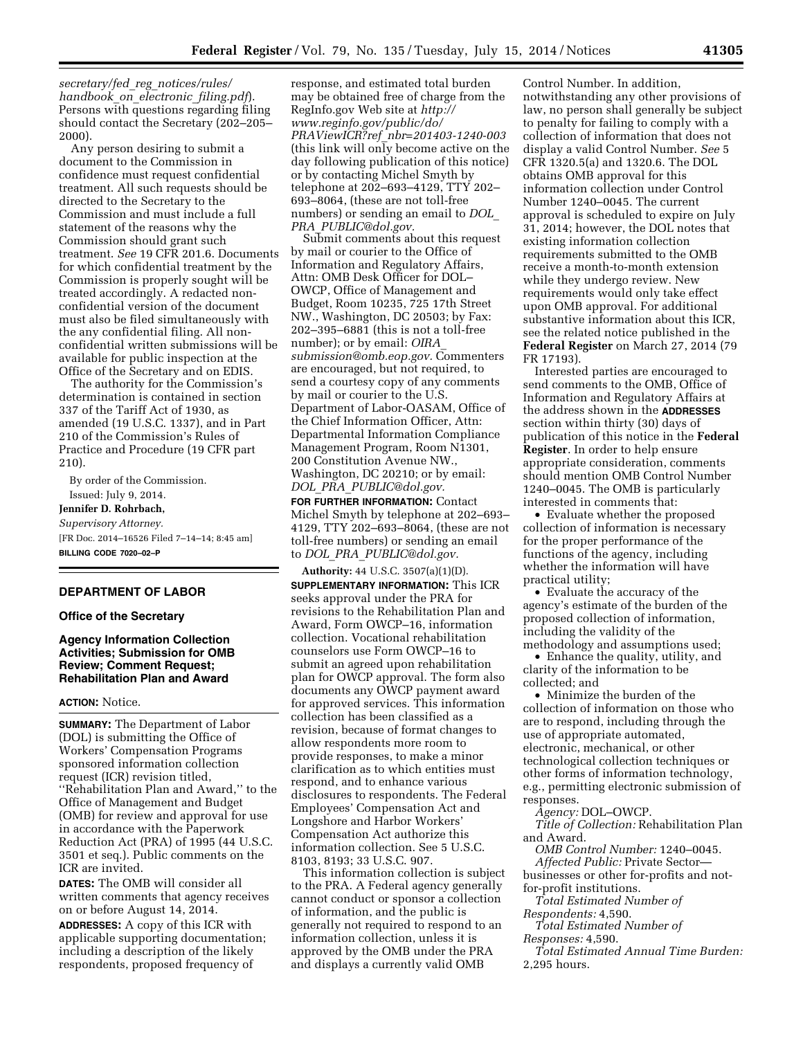*secretary/fed_reg_notices/rules/handbook_on_electronic_filing.pdf*). Persons with questions regarding filing should contact the Secretary (202–205–2000).

Any person desiring to submit a document to the Commission in confidence must request confidential treatment. All such requests should be directed to the Secretary to the Commission and must include a full statement of the reasons why the Commission should grant such treatment. *See* 19 CFR 201.6. Documents for which confidential treatment by the Commission is properly sought will be treated accordingly. A redacted non-confidential version of the document must also be filed simultaneously with the any confidential filing. All non-confidential written submissions will be available for public inspection at the Office of the Secretary and on EDIS.

The authority for the Commission's determination is contained in section 337 of the Tariff Act of 1930, as amended (19 U.S.C. 1337), and in Part 210 of the Commission's Rules of Practice and Procedure (19 CFR part 210).

By order of the Commission.

Issued: July 9, 2014.

**Jennifer D. Rohrbach,**

*Supervisory Attorney.*

[FR Doc. 2014–16526 Filed 7–14–14; 8:45 am]

**BILLING CODE 7020–02–P**

## DEPARTMENT OF LABOR

### Office of the Secretary

### Agency Information Collection Activities; Submission for OMB Review; Comment Request; Rehabilitation Plan and Award

**ACTION:** Notice.

**SUMMARY:** The Department of Labor (DOL) is submitting the Office of Workers' Compensation Programs sponsored information collection request (ICR) revision titled, ''Rehabilitation Plan and Award,'' to the Office of Management and Budget (OMB) for review and approval for use in accordance with the Paperwork Reduction Act (PRA) of 1995 (44 U.S.C. 3501 et seq.). Public comments on the ICR are invited.

**DATES:** The OMB will consider all written comments that agency receives on or before August 14, 2014.

**ADDRESSES:** A copy of this ICR with applicable supporting documentation; including a description of the likely respondents, proposed frequency of response, and estimated total burden may be obtained free of charge from the RegInfo.gov Web site at *http://www.reginfo.gov/public/do/PRAViewICR?ref_nbr=201403-1240-003* (this link will only become active on the day following publication of this notice) or by contacting Michel Smyth by telephone at 202–693–4129, TTY 202–693–8064, (these are not toll-free numbers) or sending an email to *DOL_PRA_PUBLIC@dol.gov*.

Submit comments about this request by mail or courier to the Office of Information and Regulatory Affairs, Attn: OMB Desk Officer for DOL–OWCP, Office of Management and Budget, Room 10235, 725 17th Street NW., Washington, DC 20503; by Fax: 202–395–6881 (this is not a toll-free number); or by email: *OIRA_submission@omb.eop.gov*. Commenters are encouraged, but not required, to send a courtesy copy of any comments by mail or courier to the U.S. Department of Labor-OASAM, Office of the Chief Information Officer, Attn: Departmental Information Compliance Management Program, Room N1301, 200 Constitution Avenue NW., Washington, DC 20210; or by email: *DOL_PRA_PUBLIC@dol.gov.*

**FOR FURTHER INFORMATION:** Contact Michel Smyth by telephone at 202–693–4129, TTY 202–693–8064, (these are not toll-free numbers) or sending an email to *DOL_PRA_PUBLIC@dol.gov.*

**Authority:** 44 U.S.C. 3507(a)(1)(D).

**SUPPLEMENTARY INFORMATION:** This ICR seeks approval under the PRA for revisions to the Rehabilitation Plan and Award, Form OWCP–16, information collection. Vocational rehabilitation counselors use Form OWCP–16 to submit an agreed upon rehabilitation plan for OWCP approval. The form also documents any OWCP payment award for approved services. This information collection has been classified as a revision, because of format changes to allow respondents more room to provide responses, to make a minor clarification as to which entities must respond, and to enhance various disclosures to respondents. The Federal Employees' Compensation Act and Longshore and Harbor Workers' Compensation Act authorize this information collection. See 5 U.S.C. 8103, 8193; 33 U.S.C. 907.

This information collection is subject to the PRA. A Federal agency generally cannot conduct or sponsor a collection of information, and the public is generally not required to respond to an information collection, unless it is approved by the OMB under the PRA and displays a currently valid OMB Control Number. In addition, notwithstanding any other provisions of law, no person shall generally be subject to penalty for failing to comply with a collection of information that does not display a valid Control Number. *See* 5 CFR 1320.5(a) and 1320.6. The DOL obtains OMB approval for this information collection under Control Number 1240–0045. The current approval is scheduled to expire on July 31, 2014; however, the DOL notes that existing information collection requirements submitted to the OMB receive a month-to-month extension while they undergo review. New requirements would only take effect upon OMB approval. For additional substantive information about this ICR, see the related notice published in the **Federal Register** on March 27, 2014 (79 FR 17193).

Interested parties are encouraged to send comments to the OMB, Office of Information and Regulatory Affairs at the address shown in the **ADDRESSES** section within thirty (30) days of publication of this notice in the **Federal Register**. In order to help ensure appropriate consideration, comments should mention OMB Control Number 1240–0045. The OMB is particularly interested in comments that:

- Evaluate whether the proposed collection of information is necessary for the proper performance of the functions of the agency, including whether the information will have practical utility;
- Evaluate the accuracy of the agency's estimate of the burden of the proposed collection of information, including the validity of the methodology and assumptions used;
- Enhance the quality, utility, and clarity of the information to be collected; and
- Minimize the burden of the collection of information on those who are to respond, including through the use of appropriate automated, electronic, mechanical, or other technological collection techniques or other forms of information technology, e.g., permitting electronic submission of responses.

*Agency:* DOL–OWCP.

*Title of Collection:* Rehabilitation Plan and Award.

*OMB Control Number:* 1240–0045.

*Affected Public:* Private Sector—businesses or other for-profits and not-for-profit institutions.

*Total Estimated Number of Respondents:* 4,590.

*Total Estimated Number of Responses:* 4,590.

*Total Estimated Annual Time Burden:* 2,295 hours.